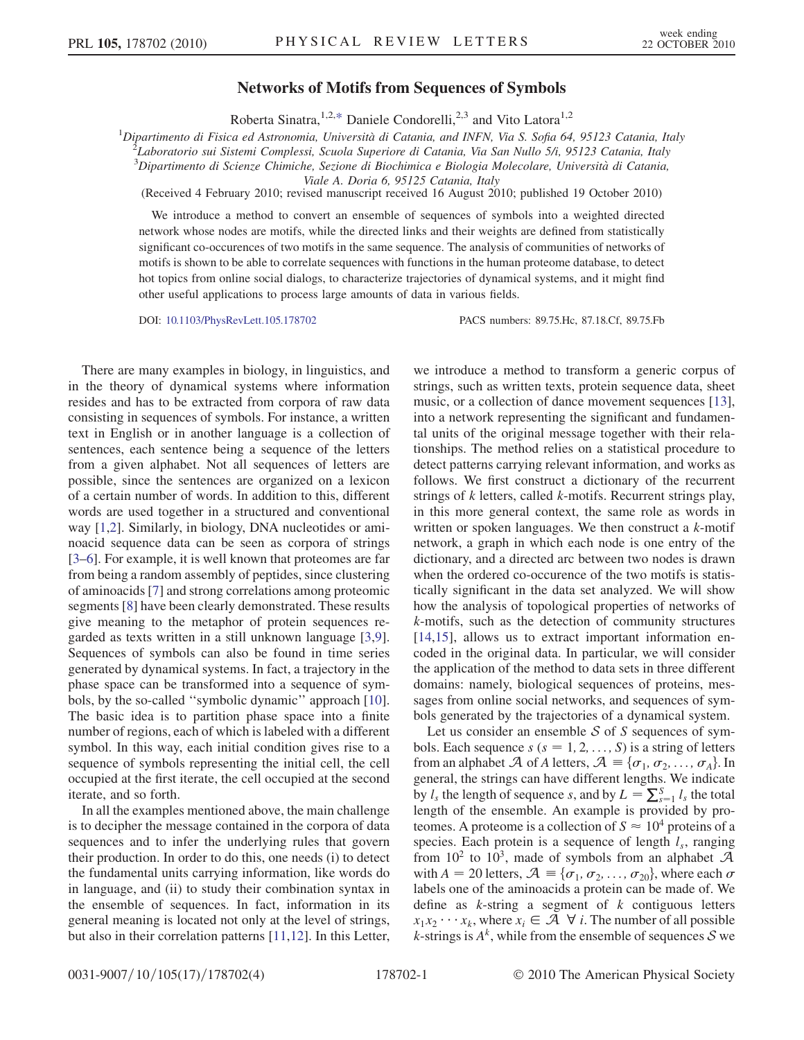# Networks of Motifs from Sequences of Symbols

Roberta Sinatra,[1,2,*] Daniele Condorelli,[2,3] and Vito Latora[1,2]

[1]Dipartimento di Fisica ed Astronomia, Università di Catania, and INFN, Via S. Sofia 64, 95123 Catania, Italy

[2]Laboratorio sui Sistemi Complessi, Scuola Superiore di Catania, Via San Nullo 5/i, 95123 Catania, Italy

[3]Dipartimento di Scienze Chimiche, Sezione di Biochimica e Biologia Molecolare, Università di Catania, Viale A. Doria 6, 95125 Catania, Italy

(Received 4 February 2010; revised manuscript received 16 August 2010; published 19 October 2010)

We introduce a method to convert an ensemble of sequences of symbols into a weighted directed network whose nodes are motifs, while the directed links and their weights are defined from statistically significant co-occurences of two motifs in the same sequence. The analysis of communities of networks of motifs is shown to be able to correlate sequences with functions in the human proteome database, to detect hot topics from online social dialogs, to characterize trajectories of dynamical systems, and it might find other useful applications to process large amounts of data in various fields.

DOI: 10.1103/PhysRevLett.105.178702 PACS numbers: 89.75.Hc, 87.18.Cf, 89.75.Fb

There are many examples in biology, in linguistics, and in the theory of dynamical systems where information resides and has to be extracted from corpora of raw data consisting in sequences of symbols. For instance, a written text in English or in another language is a collection of sentences, each sentence being a sequence of the letters from a given alphabet. Not all sequences of letters are possible, since the sentences are organized on a lexicon of a certain number of words. In addition to this, different words are used together in a structured and conventional way [1,2]. Similarly, in biology, DNA nucleotides or aminoacid sequence data can be seen as corpora of strings [3–6]. For example, it is well known that proteomes are far from being a random assembly of peptides, since clustering of aminoacids [7] and strong correlations among proteomic segments [8] have been clearly demonstrated. These results give meaning to the metaphor of protein sequences regarded as texts written in a still unknown language [3,9]. Sequences of symbols can also be found in time series generated by dynamical systems. In fact, a trajectory in the phase space can be transformed into a sequence of symbols, by the so-called "symbolic dynamic" approach [10]. The basic idea is to partition phase space into a finite number of regions, each of which is labeled with a different symbol. In this way, each initial condition gives rise to a sequence of symbols representing the initial cell, the cell occupied at the first iterate, the cell occupied at the second iterate, and so forth.

In all the examples mentioned above, the main challenge is to decipher the message contained in the corpora of data sequences and to infer the underlying rules that govern their production. In order to do this, one needs (i) to detect the fundamental units carrying information, like words do in language, and (ii) to study their combination syntax in the ensemble of sequences. In fact, information in its general meaning is located not only at the level of strings, but also in their correlation patterns [11,12]. In this Letter, we introduce a method to transform a generic corpus of strings, such as written texts, protein sequence data, sheet music, or a collection of dance movement sequences [13], into a network representing the significant and fundamental units of the original message together with their relationships. The method relies on a statistical procedure to detect patterns carrying relevant information, and works as follows. We first construct a dictionary of the recurrent strings of $k$ letters, called $k$-motifs. Recurrent strings play, in this more general context, the same role as words in written or spoken languages. We then construct a $k$-motif network, a graph in which each node is one entry of the dictionary, and a directed arc between two nodes is drawn when the ordered co-occurence of the two motifs is statistically significant in the data set analyzed. We will show how the analysis of topological properties of networks of $k$-motifs, such as the detection of community structures [14,15], allows us to extract important information encoded in the original data. In particular, we will consider the application of the method to data sets in three different domains: namely, biological sequences of proteins, messages from online social networks, and sequences of symbols generated by the trajectories of a dynamical system.

Let us consider an ensemble $\mathcal{S}$ of $S$ sequences of symbols. Each sequence $s$ ($s = 1, 2, \ldots, S$) is a string of letters from an alphabet $\mathcal{A}$ of $A$ letters, $\mathcal{A} \equiv \{\sigma_1, \sigma_2, \ldots, \sigma_A\}$. In general, the strings can have different lengths. We indicate by $l_s$ the length of sequence $s$, and by $L = \sum_{s=1}^{S} l_s$ the total length of the ensemble. An example is provided by proteomes. A proteome is a collection of $S \approx 10^4$ proteins of a species. Each protein is a sequence of length $l_s$, ranging from $10^2$ to $10^3$, made of symbols from an alphabet $\mathcal{A}$ with $A = 20$ letters, $\mathcal{A} \equiv \{\sigma_1, \sigma_2, \ldots, \sigma_{20}\}$, where each $\sigma$ labels one of the aminoacids a protein can be made of. We define as $k$-string a segment of $k$ contiguous letters $x_1 x_2 \cdots x_k$, where $x_i \in \mathcal{A} \;\; \forall\, i$. The number of all possible $k$-strings is $A^k$, while from the ensemble of sequences $\mathcal{S}$ we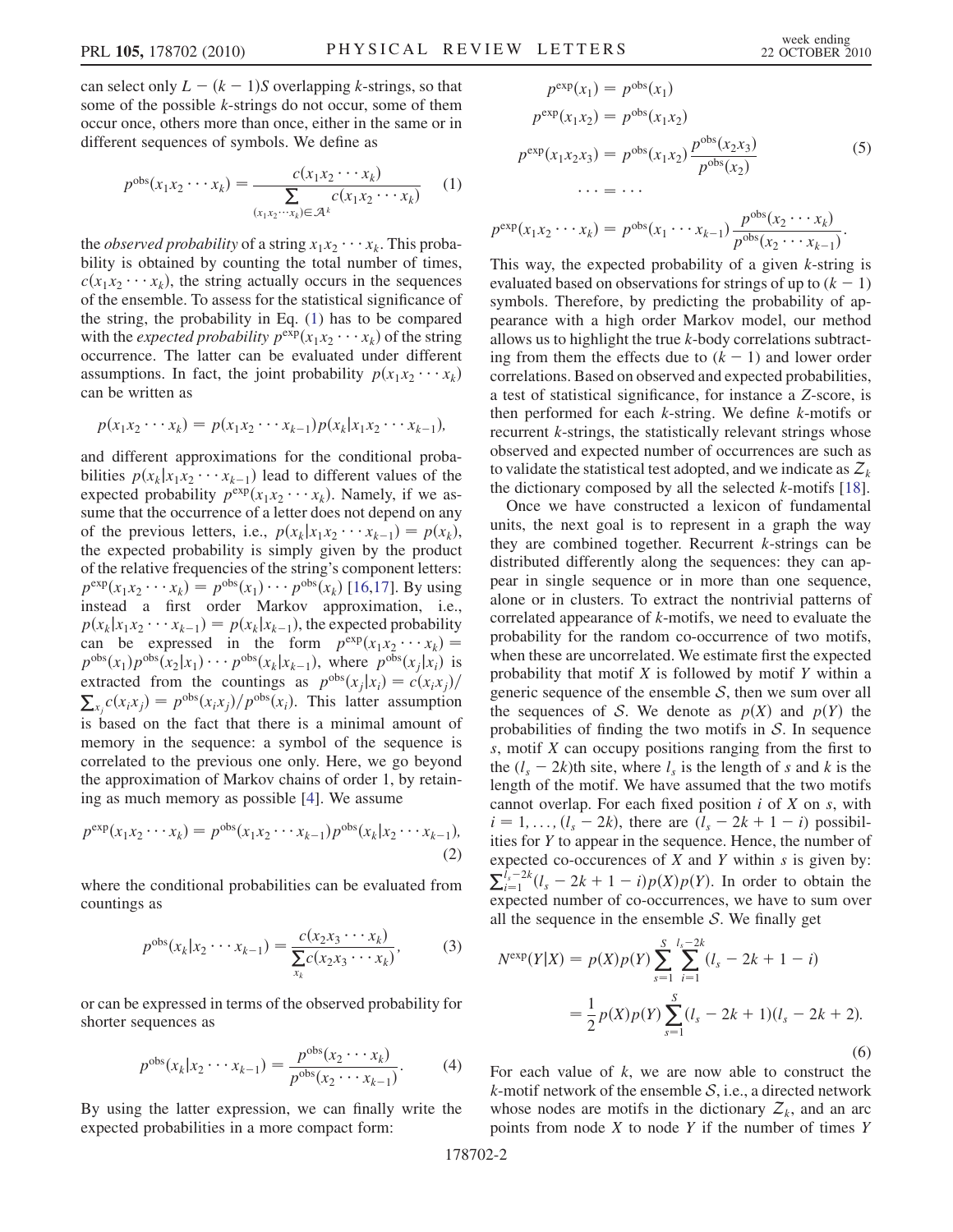can select only $L - (k-1)S$ overlapping $k$-strings, so that some of the possible $k$-strings do not occur, some of them occur once, others more than once, either in the same or in different sequences of symbols. We define as

$$p^{\rm obs}(x_1x_2\cdots x_k) = \frac{c(x_1x_2\cdots x_k)}{\sum_{(x_1x_2\cdots x_k)\in\mathcal{A}^k} c(x_1x_2\cdots x_k)} \quad (1)$$

the *observed probability* of a string $x_1x_2\cdots x_k$. This probability is obtained by counting the total number of times, $c(x_1x_2\cdots x_k)$, the string actually occurs in the sequences of the ensemble. To assess for the statistical significance of the string, the probability in Eq. (1) has to be compared with the *expected probability* $p^{\rm exp}(x_1x_2\cdots x_k)$ of the string occurrence. The latter can be evaluated under different assumptions. In fact, the joint probability $p(x_1x_2\cdots x_k)$ can be written as

$$p(x_1x_2\cdots x_k) = p(x_1x_2\cdots x_{k-1})p(x_k|x_1x_2\cdots x_{k-1}),$$

and different approximations for the conditional probabilities $p(x_k|x_1x_2\cdots x_{k-1})$ lead to different values of the expected probability $p^{\rm exp}(x_1x_2\cdots x_k)$. Namely, if we assume that the occurrence of a letter does not depend on any of the previous letters, i.e., $p(x_k|x_1x_2\cdots x_{k-1}) = p(x_k)$, the expected probability is simply given by the product of the relative frequencies of the string's component letters: $p^{\rm exp}(x_1x_2\cdots x_k) = p^{\rm obs}(x_1)\cdots p^{\rm obs}(x_k)$ [16,17]. By using instead a first order Markov approximation, i.e., $p(x_k|x_1x_2\cdots x_{k-1}) = p(x_k|x_{k-1})$, the expected probability can be expressed in the form $p^{\rm exp}(x_1x_2\cdots x_k) = p^{\rm obs}(x_1)p^{\rm obs}(x_2|x_1)\cdots p^{\rm obs}(x_k|x_{k-1})$, where $p^{\rm obs}(x_j|x_i)$ is extracted from the countings as $p^{\rm obs}(x_j|x_i) = c(x_ix_j)/\sum_{x_j} c(x_ix_j) = p^{\rm obs}(x_ix_j)/p^{\rm obs}(x_i)$. This latter assumption is based on the fact that there is a minimal amount of memory in the sequence: a symbol of the sequence is correlated to the previous one only. Here, we go beyond the approximation of Markov chains of order 1, by retaining as much memory as possible [4]. We assume

$$p^{\rm exp}(x_1x_2\cdots x_k) = p^{\rm obs}(x_1x_2\cdots x_{k-1})p^{\rm obs}(x_k|x_2\cdots x_{k-1}), \quad (2)$$

where the conditional probabilities can be evaluated from countings as

$$p^{\rm obs}(x_k|x_2\cdots x_{k-1}) = \frac{c(x_2x_3\cdots x_k)}{\sum_{x_k} c(x_2x_3\cdots x_k)}, \quad (3)$$

or can be expressed in terms of the observed probability for shorter sequences as

$$p^{\rm obs}(x_k|x_2\cdots x_{k-1}) = \frac{p^{\rm obs}(x_2\cdots x_k)}{p^{\rm obs}(x_2\cdots x_{k-1})}. \quad (4)$$

By using the latter expression, we can finally write the expected probabilities in a more compact form:

$$\begin{aligned} p^{\rm exp}(x_1) &= p^{\rm obs}(x_1) \\ p^{\rm exp}(x_1x_2) &= p^{\rm obs}(x_1x_2) \\ p^{\rm exp}(x_1x_2x_3) &= p^{\rm obs}(x_1x_2)\frac{p^{\rm obs}(x_2x_3)}{p^{\rm obs}(x_2)} \\ \cdots &= \cdots \\ p^{\rm exp}(x_1x_2\cdots x_k) &= p^{\rm obs}(x_1\cdots x_{k-1})\frac{p^{\rm obs}(x_2\cdots x_k)}{p^{\rm obs}(x_2\cdots x_{k-1})}. \end{aligned} \quad (5)$$

This way, the expected probability of a given $k$-string is evaluated based on observations for strings of up to $(k-1)$ symbols. Therefore, by predicting the probability of appearance with a high order Markov model, our method allows us to highlight the true $k$-body correlations subtracting from them the effects due to $(k-1)$ and lower order correlations. Based on observed and expected probabilities, a test of statistical significance, for instance a $Z$-score, is then performed for each $k$-string. We define $k$-motifs or recurrent $k$-strings, the statistically relevant strings whose observed and expected number of occurrences are such as to validate the statistical test adopted, and we indicate as $\mathcal{Z}_k$ the dictionary composed by all the selected $k$-motifs [18].

Once we have constructed a lexicon of fundamental units, the next goal is to represent in a graph the way they are combined together. Recurrent $k$-strings can be distributed differently along the sequences: they can appear in single sequence or in more than one sequence, alone or in clusters. To extract the nontrivial patterns of correlated appearance of $k$-motifs, we need to evaluate the probability for the random co-occurrence of two motifs, when these are uncorrelated. We estimate first the expected probability that motif $X$ is followed by motif $Y$ within a generic sequence of the ensemble $\mathcal{S}$, then we sum over all the sequences of $\mathcal{S}$. We denote as $p(X)$ and $p(Y)$ the probabilities of finding the two motifs in $\mathcal{S}$. In sequence $s$, motif $X$ can occupy positions ranging from the first to the $(l_s - 2k)$th site, where $l_s$ is the length of $s$ and $k$ is the length of the motif. We have assumed that the two motifs cannot overlap. For each fixed position $i$ of $X$ on $s$, with $i = 1, \ldots, (l_s - 2k)$, there are $(l_s - 2k + 1 - i)$ possibilities for $Y$ to appear in the sequence. Hence, the number of expected co-occurences of $X$ and $Y$ within $s$ is given by: $\sum_{i=1}^{l_s-2k}(l_s - 2k + 1 - i)p(X)p(Y)$. In order to obtain the expected number of co-occurrences, we have to sum over all the sequence in the ensemble $\mathcal{S}$. We finally get

$$\begin{aligned} N^{\rm exp}(Y|X) &= p(X)p(Y)\sum_{s=1}^{S}\sum_{i=1}^{l_s-2k}(l_s - 2k + 1 - i) \\ &= \frac{1}{2}p(X)p(Y)\sum_{s=1}^{S}(l_s - 2k + 1)(l_s - 2k + 2). \end{aligned} \quad (6)$$

For each value of $k$, we are now able to construct the $k$-motif network of the ensemble $\mathcal{S}$, i.e., a directed network whose nodes are motifs in the dictionary $\mathcal{Z}_k$, and an arc points from node $X$ to node $Y$ if the number of times $Y$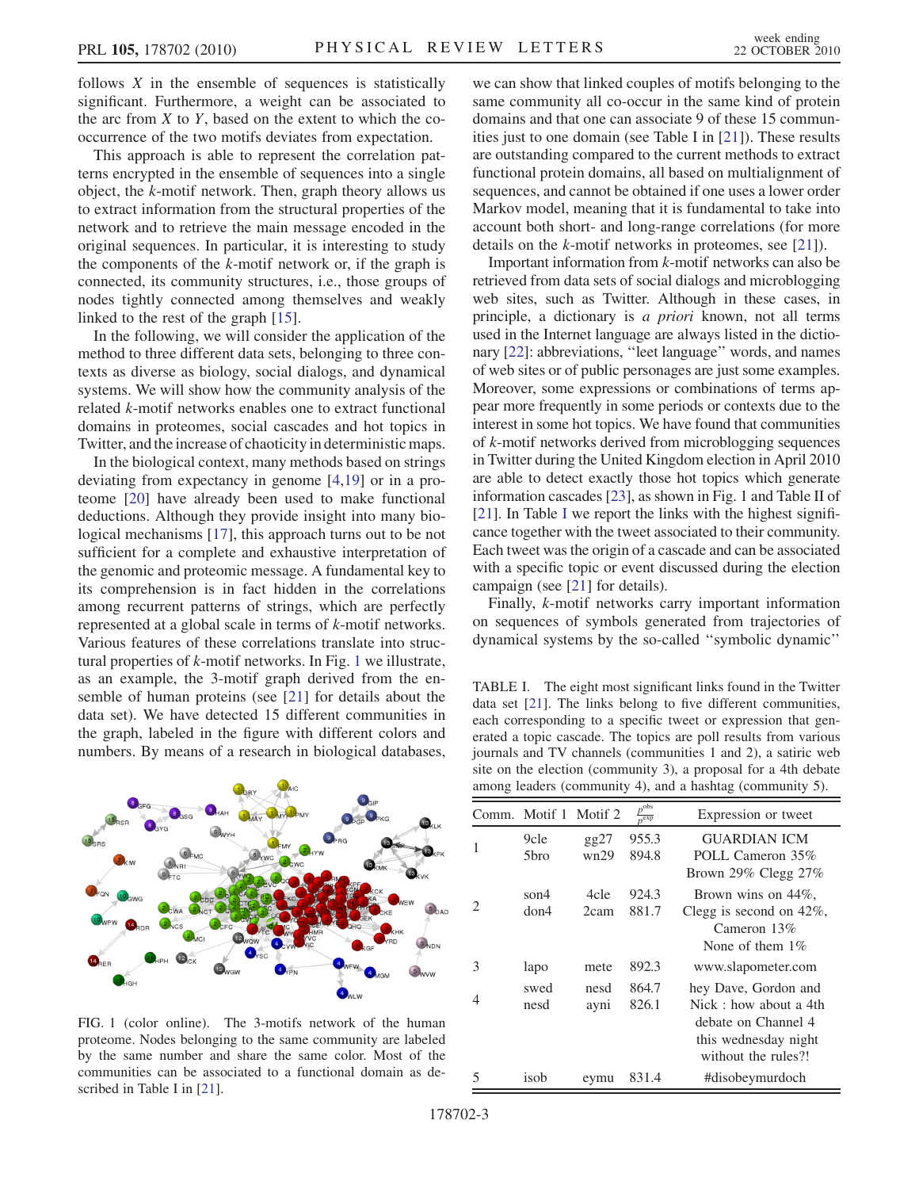follows $X$ in the ensemble of sequences is statistically significant. Furthermore, a weight can be associated to the arc from $X$ to $Y$, based on the extent to which the co-occurrence of the two motifs deviates from expectation.

This approach is able to represent the correlation patterns encrypted in the ensemble of sequences into a single object, the $k$-motif network. Then, graph theory allows us to extract information from the structural properties of the network and to retrieve the main message encoded in the original sequences. In particular, it is interesting to study the components of the $k$-motif network or, if the graph is connected, its community structures, i.e., those groups of nodes tightly connected among themselves and weakly linked to the rest of the graph [15].

In the following, we will consider the application of the method to three different data sets, belonging to three contexts as diverse as biology, social dialogs, and dynamical systems. We will show how the community analysis of the related $k$-motif networks enables one to extract functional domains in proteomes, social cascades and hot topics in Twitter, and the increase of chaoticity in deterministic maps.

In the biological context, many methods based on strings deviating from expectancy in genome [4,19] or in a proteome [20] have already been used to make functional deductions. Although they provide insight into many biological mechanisms [17], this approach turns out to be not sufficient for a complete and exhaustive interpretation of the genomic and proteomic message. A fundamental key to its comprehension is in fact hidden in the correlations among recurrent patterns of strings, which are perfectly represented at a global scale in terms of $k$-motif networks. Various features of these correlations translate into structural properties of $k$-motif networks. In Fig. 1 we illustrate, as an example, the 3-motif graph derived from the ensemble of human proteins (see [21] for details about the data set). We have detected 15 different communities in the graph, labeled in the figure with different colors and numbers. By means of a research in biological databases, we can show that linked couples of motifs belonging to the same community all co-occur in the same kind of protein domains and that one can associate 9 of these 15 communities just to one domain (see Table I in [21]). These results are outstanding compared to the current methods to extract functional protein domains, all based on multialignment of sequences, and cannot be obtained if one uses a lower order Markov model, meaning that it is fundamental to take into account both short- and long-range correlations (for more details on the $k$-motif networks in proteomes, see [21]).

FIG. 1 (color online). The 3-motifs network of the human proteome. Nodes belonging to the same community are labeled by the same number and share the same color. Most of the communities can be associated to a functional domain as described in Table I in [21].

Important information from $k$-motif networks can also be retrieved from data sets of social dialogs and microblogging web sites, such as Twitter. Although in these cases, in principle, a dictionary is *a priori* known, not all terms used in the Internet language are always listed in the dictionary [22]: abbreviations, "leet language" words, and names of web sites or of public personages are just some examples. Moreover, some expressions or combinations of terms appear more frequently in some periods or contexts due to the interest in some hot topics. We have found that communities of $k$-motif networks derived from microblogging sequences in Twitter during the United Kingdom election in April 2010 are able to detect exactly those hot topics which generate information cascades [23], as shown in Fig. 1 and Table II of [21]. In Table I we report the links with the highest significance together with the tweet associated to their community. Each tweet was the origin of a cascade and can be associated with a specific topic or event discussed during the election campaign (see [21] for details).

Finally, $k$-motif networks carry important information on sequences of symbols generated from trajectories of dynamical systems by the so-called "symbolic dynamic"

TABLE I. The eight most significant links found in the Twitter data set [21]. The links belong to five different communities, each corresponding to a specific tweet or expression that generated a topic cascade. The topics are poll results from various journals and TV channels (communities 1 and 2), a satiric web site on the election (community 3), a proposal for a 4th debate among leaders (community 4), and a hashtag (community 5).

| Comm. | Motif 1 | Motif 2 | $\frac{p^{\mathrm{obs}}}{p^{\mathrm{exp}}}$ | Expression or tweet |
|---|---|---|---|---|
| 1 | 9cle | gg27 | 955.3 | GUARDIAN ICM |
| | 5bro | wn29 | 894.8 | POLL Cameron 35% Brown 29% Clegg 27% |
| 2 | son4 | 4cle | 924.3 | Brown wins on 44%, |
| | don4 | 2cam | 881.7 | Clegg is second on 42%, Cameron 13% None of them 1% |
| 3 | lapo | mete | 892.3 | www.slapometer.com |
| 4 | swed | nesd | 864.7 | hey Dave, Gordon and |
| | nesd | ayni | 826.1 | Nick : how about a 4th debate on Channel 4 this wednesday night without the rules?! |
| 5 | isob | eymu | 831.4 | #disobeymurdoch |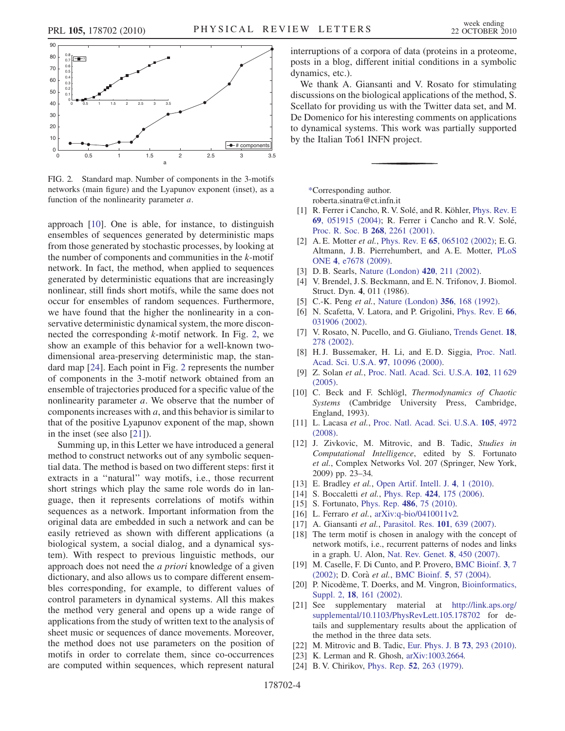90
80
70
60
50
40
30
20
10
0

0 0.5 1 1.5 2 2.5 3 3.5

a

# components

0.8
0.7
0.6
0.5
0.4
0.3
0.2
0.1
0

0 0.5 1 1.5 2 2.5 3 3.5

λ

FIG. 2. Standard map. Number of components in the 3-motifs networks (main figure) and the Lyapunov exponent (inset), as a function of the nonlinearity parameter $a$.

approach [10]. One is able, for instance, to distinguish ensembles of sequences generated by deterministic maps from those generated by stochastic processes, by looking at the number of components and communities in the $k$-motif network. In fact, the method, when applied to sequences generated by deterministic equations that are increasingly nonlinear, still finds short motifs, while the same does not occur for ensembles of random sequences. Furthermore, we have found that the higher the nonlinearity in a conservative deterministic dynamical system, the more disconnected the corresponding $k$-motif network. In Fig. 2, we show an example of this behavior for a well-known two-dimensional area-preserving deterministic map, the standard map [24]. Each point in Fig. 2 represents the number of components in the 3-motif network obtained from an ensemble of trajectories produced for a specific value of the nonlinearity parameter $a$. We observe that the number of components increases with $a$, and this behavior is similar to that of the positive Lyapunov exponent of the map, shown in the inset (see also [21]).

Summing up, in this Letter we have introduced a general method to construct networks out of any symbolic sequential data. The method is based on two different steps: first it extracts in a "natural" way motifs, i.e., those recurrent short strings which play the same role words do in language, then it represents correlations of motifs within sequences as a network. Important information from the original data are embedded in such a network and can be easily retrieved as shown with different applications (a biological system, a social dialog, and a dynamical system). With respect to previous linguistic methods, our approach does not need the *a priori* knowledge of a given dictionary, and also allows us to compare different ensembles corresponding, for example, to different values of control parameters in dynamical systems. All this makes the method very general and opens up a wide range of applications from the study of written text to the analysis of sheet music or sequences of dance movements. Moreover, the method does not use parameters on the position of motifs in order to correlate them, since co-occurrences are computed within sequences, which represent natural interruptions of a corpora of data (proteins in a proteome, posts in a blog, different initial conditions in a symbolic dynamics, etc.).

We thank A. Giansanti and V. Rosato for stimulating discussions on the biological applications of the method, S. Scellato for providing us with the Twitter data set, and M. De Domenico for his interesting comments on applications to dynamical systems. This work was partially supported by the Italian To61 INFN project.

*Corresponding author.
roberta.sinatra@ct.infn.it

[1] R. Ferrer i Cancho, R. V. Solé, and R. Köhler, Phys. Rev. E **69**, 051915 (2004); R. Ferrer i Cancho and R. V. Solé, Proc. R. Soc. B **268**, 2261 (2001).

[2] A. E. Motter *et al.*, Phys. Rev. E **65**, 065102 (2002); E. G. Altmann, J. B. Pierrehumbert, and A. E. Motter, PLoS ONE **4**, e7678 (2009).

[3] D. B. Searls, Nature (London) **420**, 211 (2002).

[4] V. Brendel, J. S. Beckmann, and E. N. Trifonov, J. Biomol. Struct. Dyn. **4**, 011 (1986).

[5] C.-K. Peng *et al.*, Nature (London) **356**, 168 (1992).

[6] N. Scafetta, V. Latora, and P. Grigolini, Phys. Rev. E **66**, 031906 (2002).

[7] V. Rosato, N. Pucello, and G. Giuliano, Trends Genet. **18**, 278 (2002).

[8] H. J. Bussemaker, H. Li, and E. D. Siggia, Proc. Natl. Acad. Sci. U.S.A. **97**, 10 096 (2000).

[9] Z. Solan *et al.*, Proc. Natl. Acad. Sci. U.S.A. **102**, 11 629 (2005).

[10] C. Beck and F. Schlögl, *Thermodynamics of Chaotic Systems* (Cambridge University Press, Cambridge, England, 1993).

[11] L. Lacasa *et al.*, Proc. Natl. Acad. Sci. U.S.A. **105**, 4972 (2008).

[12] J. Zivkovic, M. Mitrovic, and B. Tadic, *Studies in Computational Intelligence*, edited by S. Fortunato *et al.*, Complex Networks Vol. 207 (Springer, New York, 2009) pp. 23–34.

[13] E. Bradley *et al.*, Open Artif. Intell. J. **4**, 1 (2010).

[14] S. Boccaletti *et al.*, Phys. Rep. **424**, 175 (2006).

[15] S. Fortunato, Phys. Rep. **486**, 75 (2010).

[16] L. Ferraro *et al.*, arXiv:q-bio/0410011v2.

[17] A. Giansanti *et al.*, Parasitol. Res. **101**, 639 (2007).

[18] The term motif is chosen in analogy with the concept of network motifs, i.e., recurrent patterns of nodes and links in a graph. U. Alon, Nat. Rev. Genet. **8**, 450 (2007).

[19] M. Caselle, F. Di Cunto, and P. Provero, BMC Bioinf. **3**, 7 (2002); D. Corà *et al.*, BMC Bioinf. **5**, 57 (2004).

[20] P. Nicodème, T. Doerks, and M. Vingron, Bioinformatics, Suppl. 2, **18**, 161 (2002).

[21] See supplementary material at http://link.aps.org/supplemental/10.1103/PhysRevLett.105.178702 for details and supplementary results about the application of the method in the three data sets.

[22] M. Mitrovic and B. Tadic, Eur. Phys. J. B **73**, 293 (2010).

[23] K. Lerman and R. Ghosh, arXiv:1003.2664.

[24] B. V. Chirikov, Phys. Rep. **52**, 263 (1979).